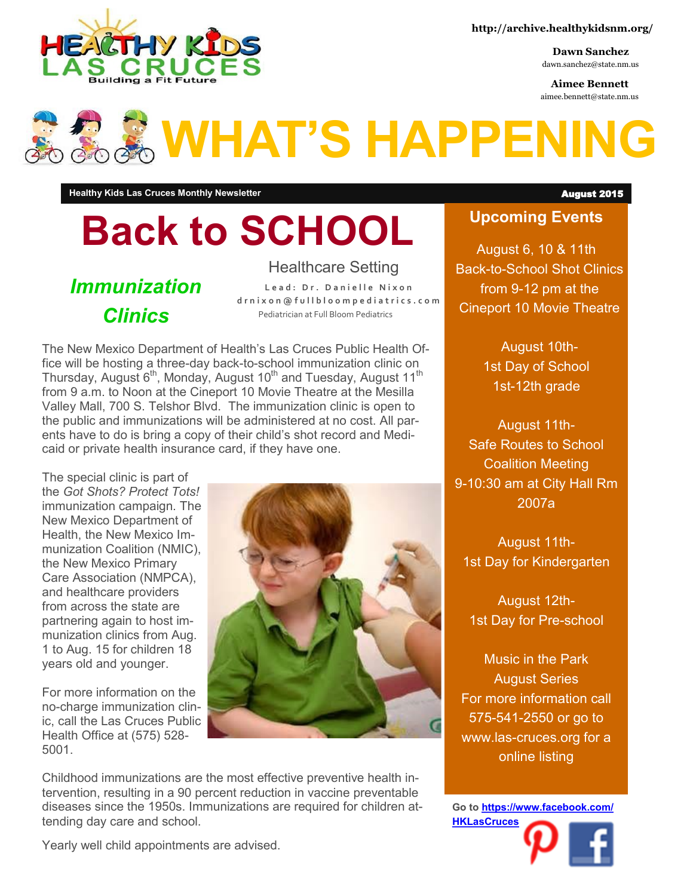HEALTHY KIDS LAS CRUCES
Building a Fit Future

http://archive.healthykidsnm.org/

**Dawn Sanchez**
dawn.sanchez@state.nm.us

**Aimee Bennett**
aimee.bennett@state.nm.us

# WHAT'S HAPPENING

**Healthy Kids Las Cruces Monthly Newsletter** | **August 2015**

# Back to SCHOOL

## *Immunization Clinics*

Healthcare Setting
Lead: Dr. Danielle Nixon
drnixon@fullbloompediatrics.com
Pediatrician at Full Bloom Pediatrics

The New Mexico Department of Health's Las Cruces Public Health Office will be hosting a three-day back-to-school immunization clinic on Thursday, August 6th, Monday, August 10th and Tuesday, August 11th from 9 a.m. to Noon at the Cineport 10 Movie Theatre at the Mesilla Valley Mall, 700 S. Telshor Blvd. The immunization clinic is open to the public and immunizations will be administered at no cost. All parents have to do is bring a copy of their child's shot record and Medicaid or private health insurance card, if they have one.

The special clinic is part of the *Got Shots? Protect Tots!* immunization campaign. The New Mexico Department of Health, the New Mexico Immunization Coalition (NMIC), the New Mexico Primary Care Association (NMPCA), and healthcare providers from across the state are partnering again to host immunization clinics from Aug. 1 to Aug. 15 for children 18 years old and younger.

For more information on the no-charge immunization clinic, call the Las Cruces Public Health Office at (575) 528-5001.

Childhood immunizations are the most effective preventive health intervention, resulting in a 90 percent reduction in vaccine preventable diseases since the 1950s. Immunizations are required for children attending day care and school.

Yearly well child appointments are advised.

## Upcoming Events

August 6, 10 & 11th
Back-to-School Shot Clinics from 9-12 pm at the Cineport 10 Movie Theatre

August 10th-
1st Day of School
1st-12th grade

August 11th-
Safe Routes to School Coalition Meeting
9-10:30 am at City Hall Rm 2007a

August 11th-
1st Day for Kindergarten

August 12th-
1st Day for Pre-school

Music in the Park
August Series
For more information call 575-541-2550 or go to www.las-cruces.org for a online listing

**Go to https://www.facebook.com/HKLasCruces**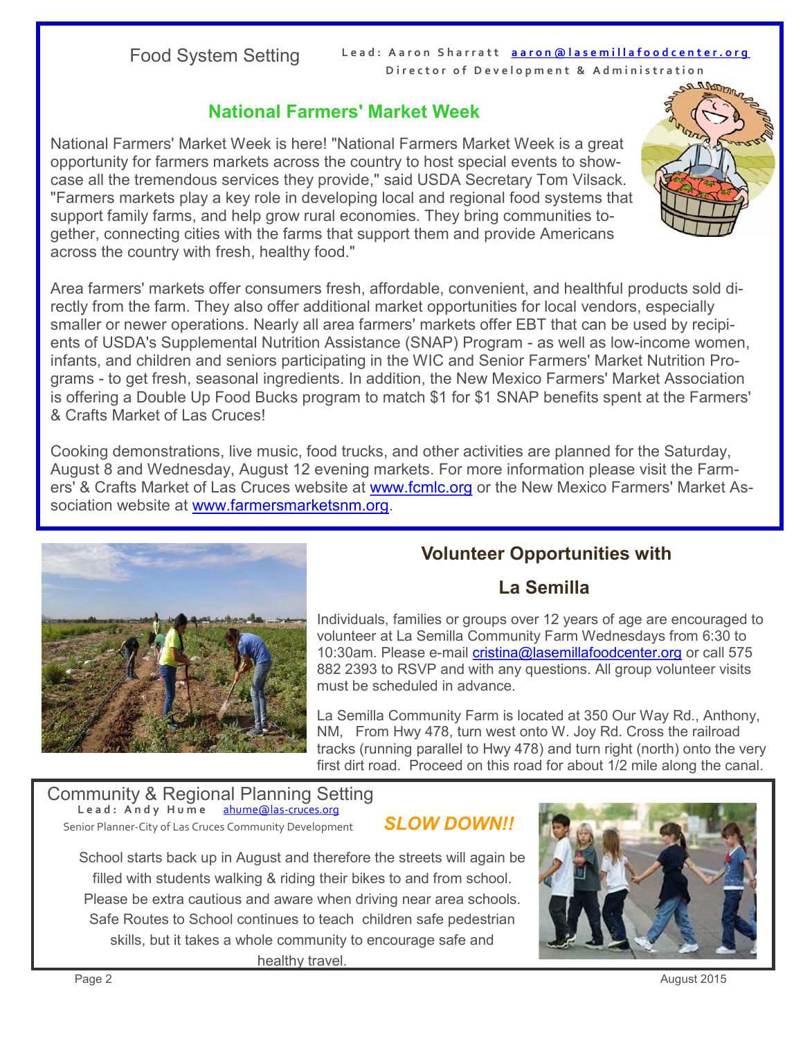## Food System Setting

**Lead: Aaron Sharratt** [aaron@lasemillafoodcenter.org](mailto:aaron@lasemillafoodcenter.org)
**Director of Development & Administration**

### National Farmers' Market Week

National Farmers' Market Week is here! "National Farmers Market Week is a great opportunity for farmers markets across the country to host special events to showcase all the tremendous services they provide," said USDA Secretary Tom Vilsack. "Farmers markets play a key role in developing local and regional food systems that support family farms, and help grow rural economies. They bring communities together, connecting cities with the farms that support them and provide Americans across the country with fresh, healthy food."

Area farmers' markets offer consumers fresh, affordable, convenient, and healthful products sold directly from the farm. They also offer additional market opportunities for local vendors, especially smaller or newer operations. Nearly all area farmers' markets offer EBT that can be used by recipients of USDA's Supplemental Nutrition Assistance (SNAP) Program - as well as low-income women, infants, and children and seniors participating in the WIC and Senior Farmers' Market Nutrition Programs - to get fresh, seasonal ingredients. In addition, the New Mexico Farmers' Market Association is offering a Double Up Food Bucks program to match $1 for $1 SNAP benefits spent at the Farmers' & Crafts Market of Las Cruces!

Cooking demonstrations, live music, food trucks, and other activities are planned for the Saturday, August 8 and Wednesday, August 12 evening markets. For more information please visit the Farmers' & Crafts Market of Las Cruces website at www.fcmlc.org or the New Mexico Farmers' Market Association website at www.farmersmarketsnm.org.

### Volunteer Opportunities with La Semilla

Individuals, families or groups over 12 years of age are encouraged to volunteer at La Semilla Community Farm Wednesdays from 6:30 to 10:30am. Please e-mail cristina@lasemillafoodcenter.org or call 575 882 2393 to RSVP and with any questions. All group volunteer visits must be scheduled in advance.

La Semilla Community Farm is located at 350 Our Way Rd., Anthony, NM, From Hwy 478, turn west onto W. Joy Rd. Cross the railroad tracks (running parallel to Hwy 478) and turn right (north) onto the very first dirt road. Proceed on this road for about 1/2 mile along the canal.

## Community & Regional Planning Setting

**Lead: Andy Hume** [ahume@las-cruces.org](mailto:ahume@las-cruces.org)
Senior Planner-City of Las Cruces Community Development

### *SLOW DOWN!!*

School starts back up in August and therefore the streets will again be filled with students walking & riding their bikes to and from school. Please be extra cautious and aware when driving near area schools. Safe Routes to School continues to teach children safe pedestrian skills, but it takes a whole community to encourage safe and healthy travel.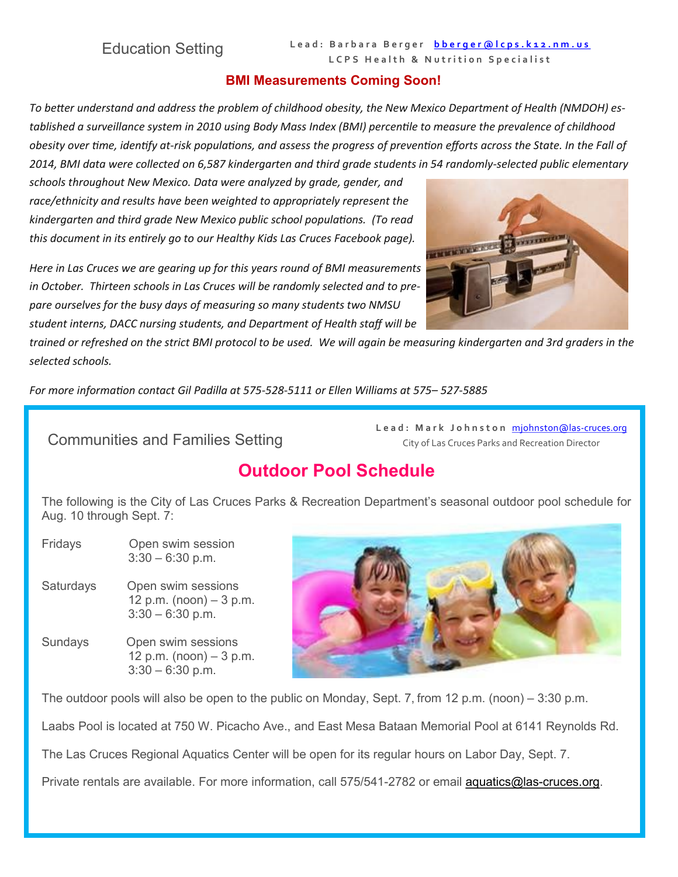## Education Setting

**Lead: Barbara Berger** bberger@lcps.k12.nm.us
LCPS Health & Nutrition Specialist

### BMI Measurements Coming Soon!

*To better understand and address the problem of childhood obesity, the New Mexico Department of Health (NMDOH) established a surveillance system in 2010 using Body Mass Index (BMI) percentile to measure the prevalence of childhood obesity over time, identify at-risk populations, and assess the progress of prevention efforts across the State. In the Fall of 2014, BMI data were collected on 6,587 kindergarten and third grade students in 54 randomly-selected public elementary schools throughout New Mexico. Data were analyzed by grade, gender, and race/ethnicity and results have been weighted to appropriately represent the kindergarten and third grade New Mexico public school populations. (To read this document in its entirely go to our Healthy Kids Las Cruces Facebook page).*

*Here in Las Cruces we are gearing up for this years round of BMI measurements in October. Thirteen schools in Las Cruces will be randomly selected and to prepare ourselves for the busy days of measuring so many students two NMSU student interns, DACC nursing students, and Department of Health staff will be trained or refreshed on the strict BMI protocol to be used. We will again be measuring kindergarten and 3rd graders in the selected schools.*

*For more information contact Gil Padilla at 575-528-5111 or Ellen Williams at 575– 527-5885*

## Communities and Families Setting

**Lead: Mark Johnston** mjohnston@las-cruces.org
City of Las Cruces Parks and Recreation Director

### Outdoor Pool Schedule

The following is the City of Las Cruces Parks & Recreation Department's seasonal outdoor pool schedule for Aug. 10 through Sept. 7:

| | |
|---|---|
| Fridays | Open swim session<br>3:30 – 6:30 p.m. |
| Saturdays | Open swim sessions<br>12 p.m. (noon) – 3 p.m.<br>3:30 – 6:30 p.m. |
| Sundays | Open swim sessions<br>12 p.m. (noon) – 3 p.m.<br>3:30 – 6:30 p.m. |

The outdoor pools will also be open to the public on Monday, Sept. 7, from 12 p.m. (noon) – 3:30 p.m.

Laabs Pool is located at 750 W. Picacho Ave., and East Mesa Bataan Memorial Pool at 6141 Reynolds Rd.

The Las Cruces Regional Aquatics Center will be open for its regular hours on Labor Day, Sept. 7.

Private rentals are available. For more information, call 575/541-2782 or email aquatics@las-cruces.org.